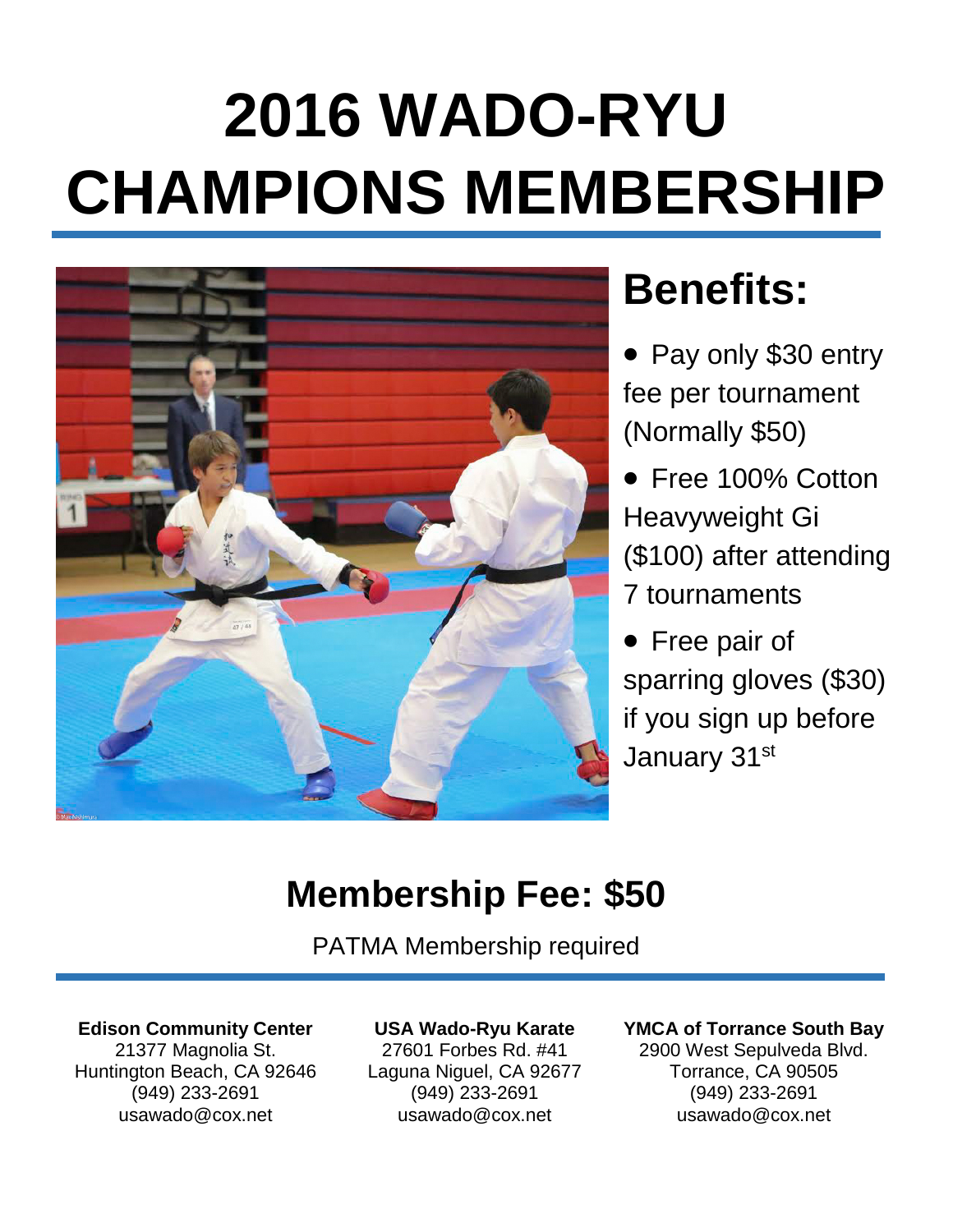# 2016 WADO-RYU CHAMPIONS MEMBERSHIP

## Benefits:

- Pay only $30 entry fee per tournament (Normally $50)
- Free 100% Cotton Heavyweight Gi ($100) after attending 7 tournaments
- Free pair of sparring gloves ($30) if you sign up before January 31st

## Membership Fee: $50

PATMA Membership required

**Edison Community Center**
21377 Magnolia St.
Huntington Beach, CA 92646
(949) 233-2691
usawado@cox.net

**USA Wado-Ryu Karate**
27601 Forbes Rd. #41
Laguna Niguel, CA 92677
(949) 233-2691
usawado@cox.net

**YMCA of Torrance South Bay**
2900 West Sepulveda Blvd.
Torrance, CA 90505
(949) 233-2691
usawado@cox.net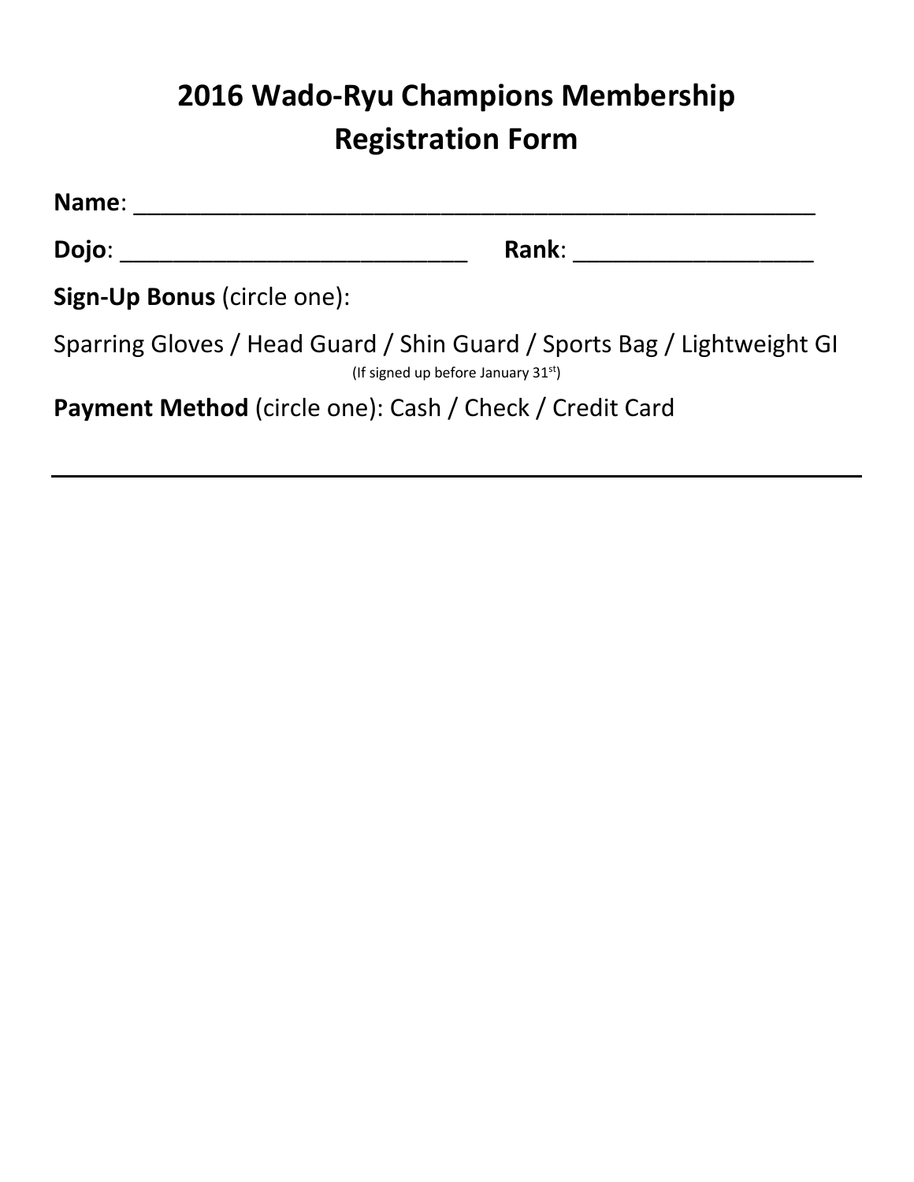# 2016 Wado-Ryu Champions Membership Registration Form

**Name**: ______________________________________________________

**Dojo**: ___________________________ **Rank**: ___________________

**Sign-Up Bonus** (circle one):

Sparring Gloves / Head Guard / Shin Guard / Sports Bag / Lightweight GI

(If signed up before January 31st)

**Payment Method** (circle one): Cash / Check / Credit Card

---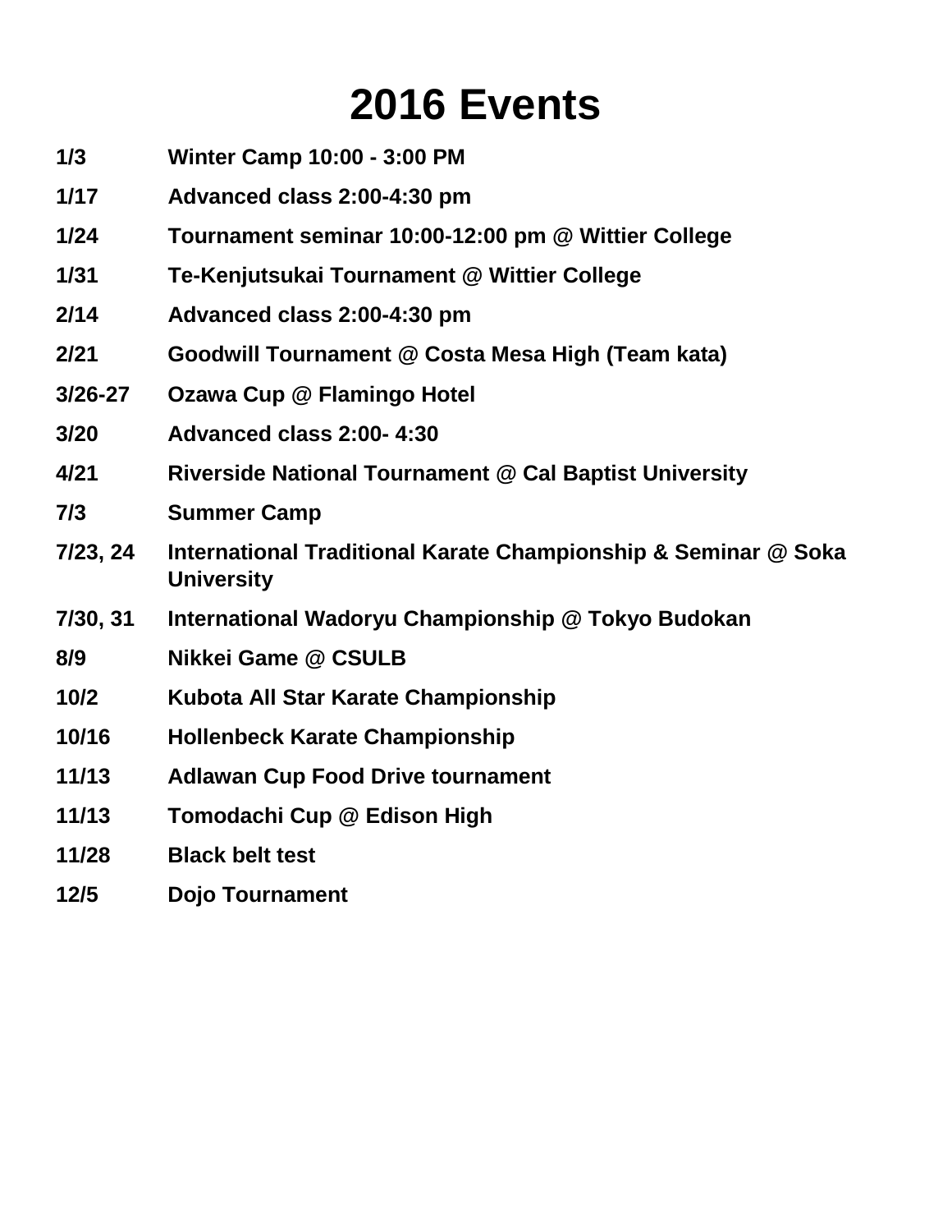# 2016 Events

| | |
|---|---|
| **1/3** | **Winter Camp 10:00 - 3:00 PM** |
| **1/17** | **Advanced class 2:00-4:30 pm** |
| **1/24** | **Tournament seminar 10:00-12:00 pm @ Wittier College** |
| **1/31** | **Te-Kenjutsukai Tournament @ Wittier College** |
| **2/14** | **Advanced class 2:00-4:30 pm** |
| **2/21** | **Goodwill Tournament @ Costa Mesa High (Team kata)** |
| **3/26-27** | **Ozawa Cup @ Flamingo Hotel** |
| **3/20** | **Advanced class 2:00- 4:30** |
| **4/21** | **Riverside National Tournament @ Cal Baptist University** |
| **7/3** | **Summer Camp** |
| **7/23, 24** | **International Traditional Karate Championship & Seminar @ Soka University** |
| **7/30, 31** | **International Wadoryu Championship @ Tokyo Budokan** |
| **8/9** | **Nikkei Game @ CSULB** |
| **10/2** | **Kubota All Star Karate Championship** |
| **10/16** | **Hollenbeck Karate Championship** |
| **11/13** | **Adlawan Cup Food Drive tournament** |
| **11/13** | **Tomodachi Cup @ Edison High** |
| **11/28** | **Black belt test** |
| **12/5** | **Dojo Tournament** |